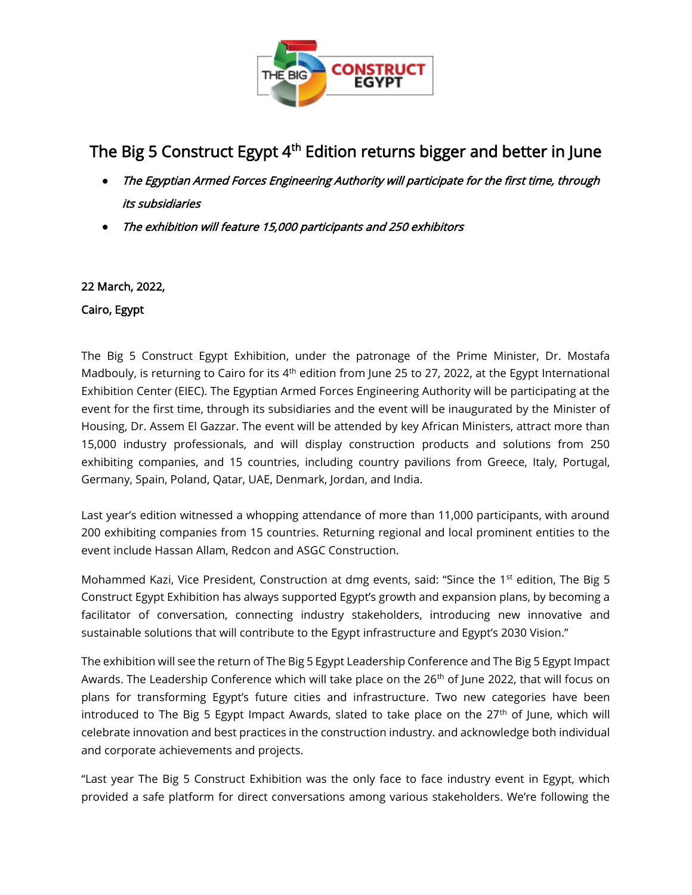# The Big 5 Construct Egypt 4th Edition returns bigger and better in June

- *The Egyptian Armed Forces Engineering Authority will participate for the first time, through its subsidiaries*
- *The exhibition will feature 15,000 participants and 250 exhibitors*

**22 March, 2022,**

**Cairo, Egypt**

The Big 5 Construct Egypt Exhibition, under the patronage of the Prime Minister, Dr. Mostafa Madbouly, is returning to Cairo for its 4th edition from June 25 to 27, 2022, at the Egypt International Exhibition Center (EIEC). The Egyptian Armed Forces Engineering Authority will be participating at the event for the first time, through its subsidiaries and the event will be inaugurated by the Minister of Housing, Dr. Assem El Gazzar. The event will be attended by key African Ministers, attract more than 15,000 industry professionals, and will display construction products and solutions from 250 exhibiting companies, and 15 countries, including country pavilions from Greece, Italy, Portugal, Germany, Spain, Poland, Qatar, UAE, Denmark, Jordan, and India.

Last year's edition witnessed a whopping attendance of more than 11,000 participants, with around 200 exhibiting companies from 15 countries. Returning regional and local prominent entities to the event include Hassan Allam, Redcon and ASGC Construction.

Mohammed Kazi, Vice President, Construction at dmg events, said: "Since the 1st edition, The Big 5 Construct Egypt Exhibition has always supported Egypt's growth and expansion plans, by becoming a facilitator of conversation, connecting industry stakeholders, introducing new innovative and sustainable solutions that will contribute to the Egypt infrastructure and Egypt's 2030 Vision."

The exhibition will see the return of The Big 5 Egypt Leadership Conference and The Big 5 Egypt Impact Awards. The Leadership Conference which will take place on the 26th of June 2022, that will focus on plans for transforming Egypt's future cities and infrastructure. Two new categories have been introduced to The Big 5 Egypt Impact Awards, slated to take place on the 27th of June, which will celebrate innovation and best practices in the construction industry. and acknowledge both individual and corporate achievements and projects.

"Last year The Big 5 Construct Exhibition was the only face to face industry event in Egypt, which provided a safe platform for direct conversations among various stakeholders. We're following the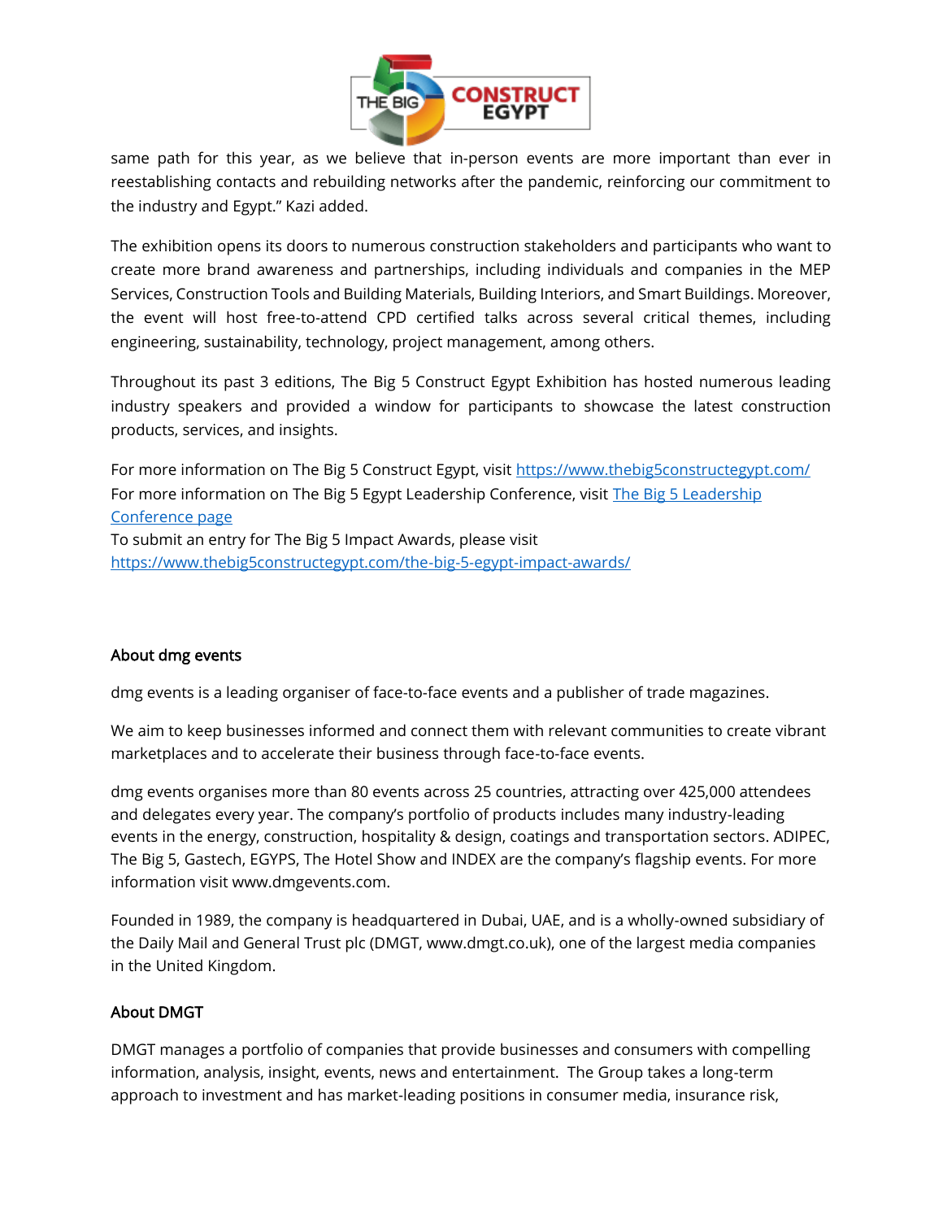same path for this year, as we believe that in-person events are more important than ever in reestablishing contacts and rebuilding networks after the pandemic, reinforcing our commitment to the industry and Egypt." Kazi added.

The exhibition opens its doors to numerous construction stakeholders and participants who want to create more brand awareness and partnerships, including individuals and companies in the MEP Services, Construction Tools and Building Materials, Building Interiors, and Smart Buildings. Moreover, the event will host free-to-attend CPD certified talks across several critical themes, including engineering, sustainability, technology, project management, among others.

Throughout its past 3 editions, The Big 5 Construct Egypt Exhibition has hosted numerous leading industry speakers and provided a window for participants to showcase the latest construction products, services, and insights.

For more information on The Big 5 Construct Egypt, visit [https://www.thebig5constructegypt.com/](https://www.thebig5constructegypt.com/)
For more information on The Big 5 Egypt Leadership Conference, visit [The Big 5 Leadership Conference page]()
To submit an entry for The Big 5 Impact Awards, please visit [https://www.thebig5constructegypt.com/the-big-5-egypt-impact-awards/](https://www.thebig5constructegypt.com/the-big-5-egypt-impact-awards/)

### About dmg events

dmg events is a leading organiser of face-to-face events and a publisher of trade magazines.

We aim to keep businesses informed and connect them with relevant communities to create vibrant marketplaces and to accelerate their business through face-to-face events.

dmg events organises more than 80 events across 25 countries, attracting over 425,000 attendees and delegates every year. The company's portfolio of products includes many industry-leading events in the energy, construction, hospitality & design, coatings and transportation sectors. ADIPEC, The Big 5, Gastech, EGYPS, The Hotel Show and INDEX are the company's flagship events. For more information visit www.dmgevents.com.

Founded in 1989, the company is headquartered in Dubai, UAE, and is a wholly-owned subsidiary of the Daily Mail and General Trust plc (DMGT, www.dmgt.co.uk), one of the largest media companies in the United Kingdom.

### About DMGT

DMGT manages a portfolio of companies that provide businesses and consumers with compelling information, analysis, insight, events, news and entertainment. The Group takes a long-term approach to investment and has market-leading positions in consumer media, insurance risk,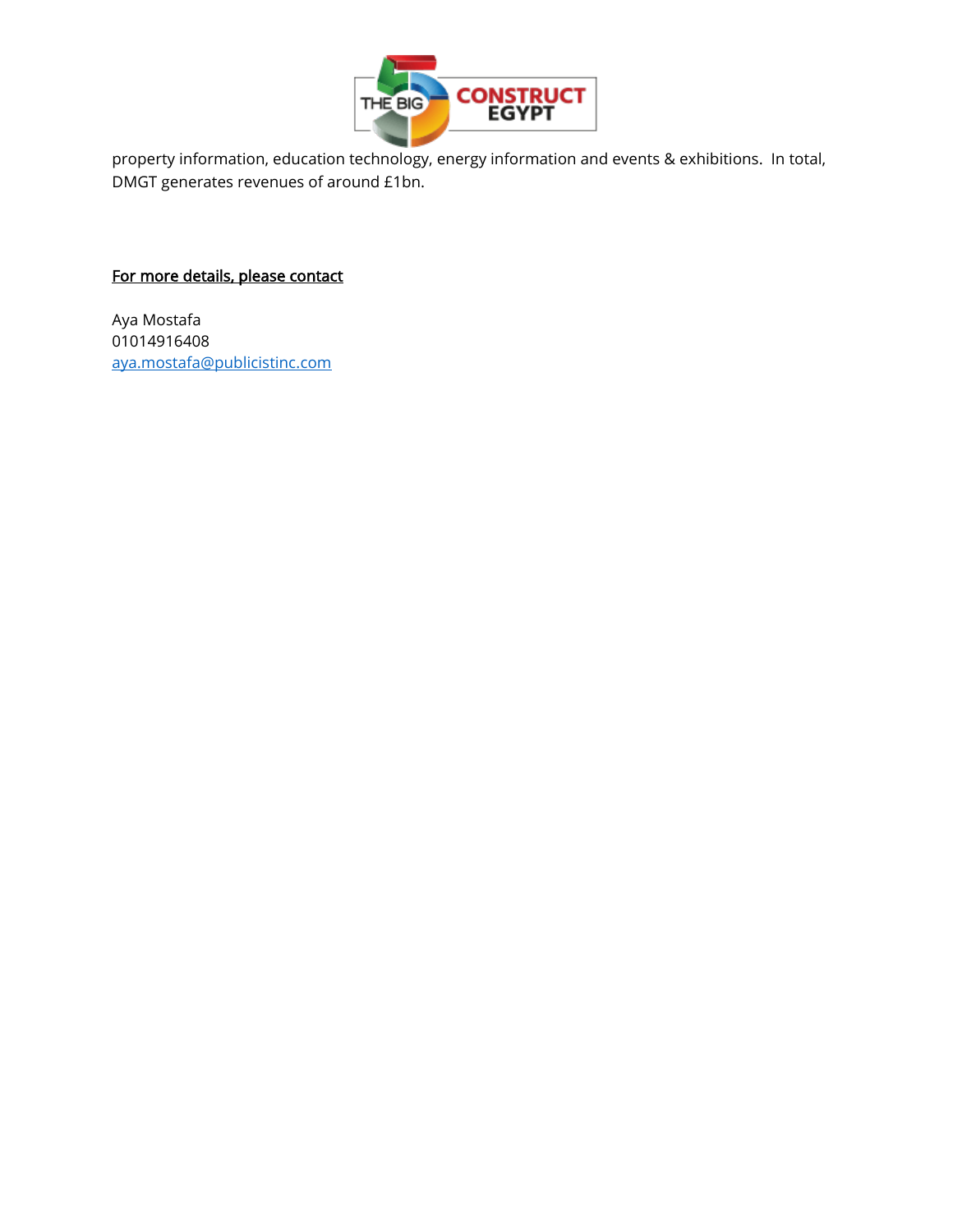property information, education technology, energy information and events & exhibitions.  In total, DMGT generates revenues of around £1bn.

<u>**For more details, please contact**</u>

Aya Mostafa
01014916408
[aya.mostafa@publicistinc.com](mailto:aya.mostafa@publicistinc.com)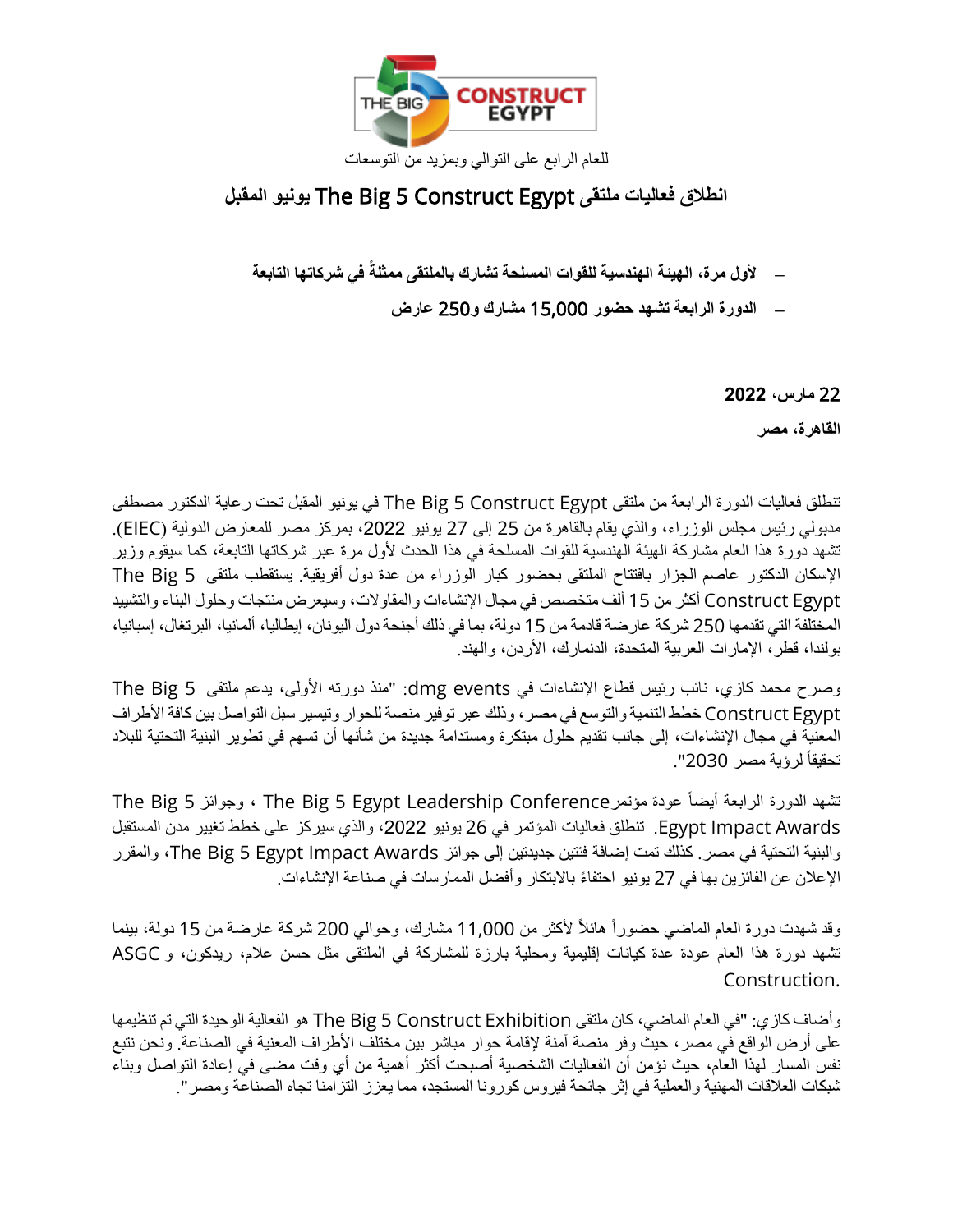للعام الرابع على التوالي وبمزيد من التوسعات

## انطلاق فعاليات ملتقى The Big 5 Construct Egypt يونيو المقبل

- **لأول مرة، الهيئة الهندسية للقوات المسلحة تشارك بالملتقى ممثلةً في شركاتها التابعة**
- **الدورة الرابعة تشهد حضور 15,000 مشارك و250 عارض**

**22 مارس، 2022**

**القاهرة، مصر**

تنطلق فعاليات الدورة الرابعة من ملتقى The Big 5 Construct Egypt في يونيو المقبل تحت رعاية الدكتور مصطفى مدبولي رئيس مجلس الوزراء، والذي يقام بالقاهرة من 25 إلى 27 يونيو 2022، بمركز مصر للمعارض الدولية (EIEC). تشهد دورة هذا العام مشاركة الهيئة الهندسية للقوات المسلحة في هذا الحدث لأول مرة عبر شركاتها التابعة، كما سيقوم وزير الإسكان الدكتور عاصم الجزار بافتتاح الملتقى بحضور كبار الوزراء من عدة دول أفريقية. يستقطب ملتقى The Big 5 Construct Egypt أكثر من 15 ألف متخصص في مجال الإنشاءات والمقاولات، وسيعرض منتجات وحلول البناء والتشييد المختلفة التي تقدمها 250 شركة عارضة قادمة من 15 دولة، بما في ذلك أجنحة دول اليونان، إيطاليا، ألمانيا، البرتغال، إسبانيا، بولندا، قطر، الإمارات العربية المتحدة، الدنمارك، الأردن، والهند.

وصرح محمد كازي، نائب رئيس قطاع الإنشاءات في dmg events: "منذ دورته الأولى، يدعم ملتقى The Big 5 Construct Egypt خطط التنمية والتوسع في مصر، وذلك عبر توفير منصة للحوار وتيسير سبل التواصل بين كافة الأطراف المعنية في مجال الإنشاءات، إلى جانب تقديم حلول مبتكرة ومستدامة جديدة من شأنها أن تسهم في تطوير البنية التحتية للبلاد تحقيقاً لرؤية مصر 2030".

تشهد الدورة الرابعة أيضاً عودة مؤتمر The Big 5 Egypt Leadership Conference ، وجوائز The Big 5 Egypt Impact Awards. تنطلق فعاليات المؤتمر في 26 يونيو 2022، والذي سيركز على خطط تغيير مدن المستقبل والبنية التحتية في مصر. كذلك تمت إضافة فئتين جديدتين إلى جوائز The Big 5 Egypt Impact Awards، والمقرر الإعلان عن الفائزين بها في 27 يونيو احتفاءً بالابتكار وأفضل الممارسات في صناعة الإنشاءات.

وقد شهدت دورة العام الماضي حضوراً هائلاً لأكثر من 11,000 مشارك، وحوالي 200 شركة عارضة من 15 دولة، بينما تشهد دورة هذا العام عودة عدة كيانات إقليمية ومحلية بارزة للمشاركة في الملتقى مثل حسن علام، ريدكون، و ASGC Construction.

وأضاف كازي: "في العام الماضي، كان ملتقى The Big 5 Construct Exhibition هو الفعالية الوحيدة التي تم تنظيمها على أرض الواقع في مصر، حيث وفر منصة آمنة لإقامة حوار مباشر بين مختلف الأطراف المعنية في الصناعة. ونحن نتبع نفس المسار لهذا العام، حيث نؤمن أن الفعاليات الشخصية أصبحت أكثر أهمية من أي وقت مضى في إعادة التواصل وبناء شبكات العلاقات المهنية والعملية في إثر جائحة فيروس كورونا المستجد، مما يعزز التزامنا تجاه الصناعة ومصر".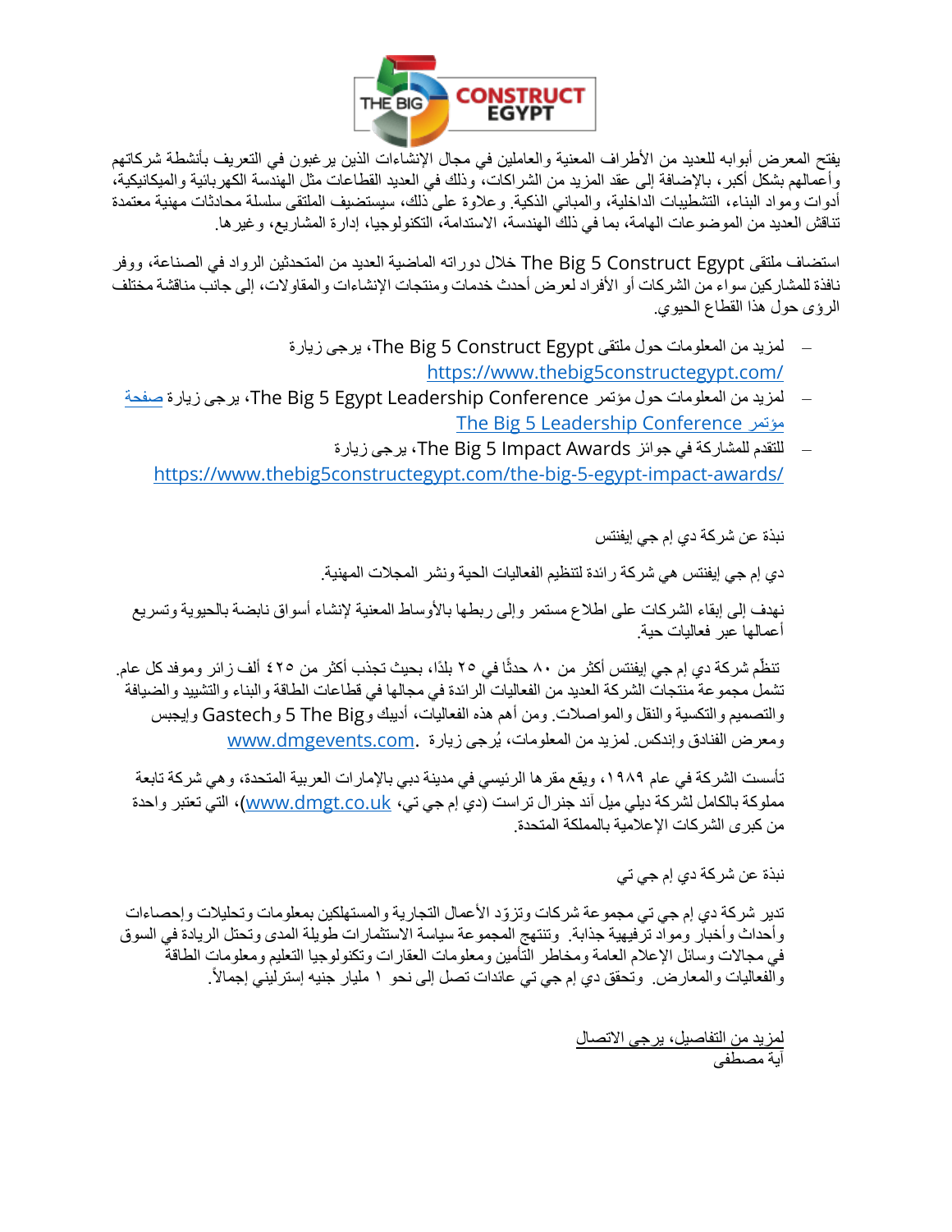يفتح المعرض أبوابه للعديد من الأطراف المعنية والعاملين في مجال الإنشاءات الذين يرغبون في التعريف بأنشطة شركاتهم وأعمالهم بشكل أكبر، بالإضافة إلى عقد المزيد من الشراكات، وذلك في العديد القطاعات مثل الهندسة الكهربائية والميكانيكية، أدوات ومواد البناء، التشطيبات الداخلية، والمباني الذكية. وعلاوة على ذلك، سيستضيف الملتقى سلسلة محادثات مهنية معتمدة تناقش العديد من الموضوعات الهامة، بما في ذلك الهندسة، الاستدامة، التكنولوجيا، إدارة المشاريع، وغيرها.

استضاف ملتقى The Big 5 Construct Egypt خلال دوراته الماضية العديد من المتحدثين الرواد في الصناعة، ووفر نافذة للمشاركين سواء من الشركات أو الأفراد لعرض أحدث خدمات ومنتجات الإنشاءات والمقاولات، إلى جانب مناقشة مختلف الرؤى حول هذا القطاع الحيوي.

- لمزيد من المعلومات حول ملتقى The Big 5 Construct Egypt، يرجى زيارة https://www.thebig5constructegypt.com/
- لمزيد من المعلومات حول مؤتمر The Big 5 Egypt Leadership Conference، يرجى زيارة صفحة مؤتمر The Big 5 Leadership Conference
- للتقدم للمشاركة في جوائز The Big 5 Impact Awards، يرجى زيارة https://www.thebig5constructegypt.com/the-big-5-egypt-impact-awards/

نبذة عن شركة دي إم جي إيفنتس

دي إم جي إيفنتس هي شركة رائدة لتنظيم الفعاليات الحية ونشر المجلات المهنية.

نهدف إلى إبقاء الشركات على اطلاع مستمر وإلى ربطها بالأوساط المعنية لإنشاء أسواق نابضة بالحيوية وتسريع أعمالها عبر فعاليات حية.

تنظّم شركة دي إم جي إيفنتس أكثر من ٨٠ حدثًا في ٢٥ بلدًا، بحيث تجذب أكثر من ٤٢٥ ألف زائر وموفد كل عام. تشمل مجموعة منتجات الشركة العديد من الفعاليات الرائدة في مجالها في قطاعات الطاقة والبناء والتشييد والضيافة والتصميم والتكسية والنقل والمواصلات. ومن أهم هذه الفعاليات، أديبك و The Big 5 و Gastech وإيجبس ومعرض الفنادق وإندكس. لمزيد من المعلومات، يُرجى زيارة www.dmgevents.com.

تأسست الشركة في عام ١٩٨٩، ويقع مقرها الرئيسي في مدينة دبي بالإمارات العربية المتحدة، وهي شركة تابعة مملوكة بالكامل لشركة ديلي ميل آند جنرال تراست (دي إم جي تي؛ www.dmgt.co.uk)، التي تعتبر واحدة من كبرى الشركات الإعلامية بالمملكة المتحدة.

نبذة عن شركة دي إم جي تي

تدير شركة دي إم جي تي مجموعة شركات وتزوّد الأعمال التجارية والمستهلكين بمعلومات وتحليلات وإحصاءات وأحداث وأخبار ومواد ترفيهية جذابة. وتنتهج المجموعة سياسة الاستثمارات طويلة المدى وتحتل الريادة في السوق في مجالات وسائل الإعلام العامة ومخاطر التأمين ومعلومات العقارات وتكنولوجيا التعليم ومعلومات الطاقة والفعاليات والمعارض. وتحقق دي إم جي تي عائدات تصل إلى نحو ١ مليار جنيه إسترليني إجمالاً.

لمزيد من التفاصيل، يرجى الاتصال
آية مصطفى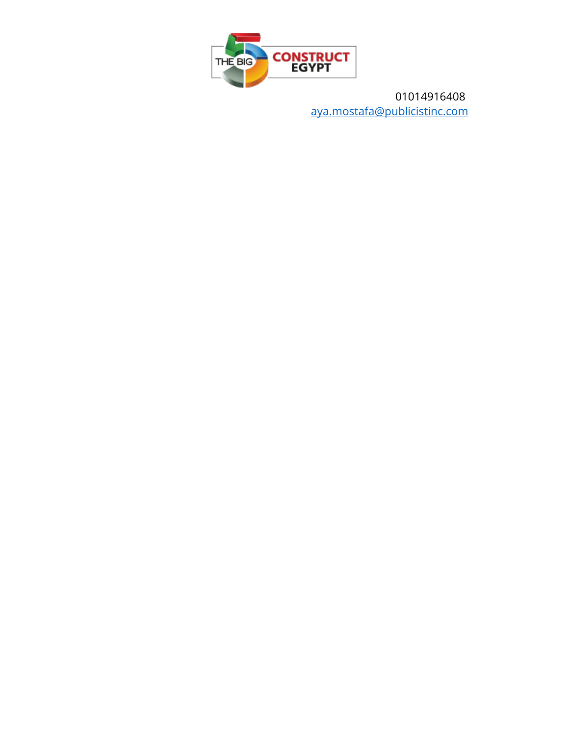01014916408

aya.mostafa@publicistinc.com